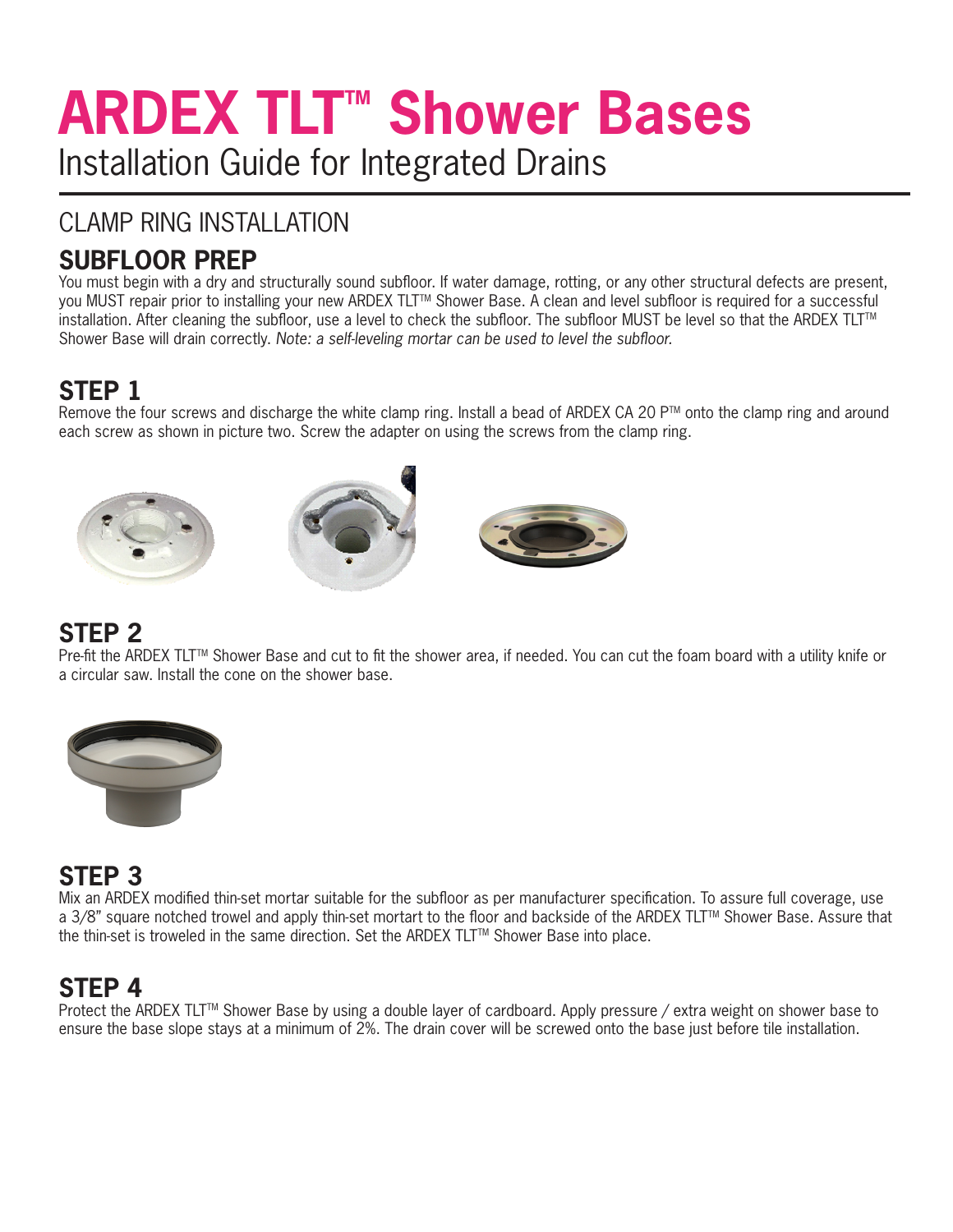# ARDEX TLT™ Shower Bases

Installation Guide for Integrated Drains

## CLAMP RING INSTALLATION

### SUBFLOOR PREP

You must begin with a dry and structurally sound subfloor. If water damage, rotting, or any other structural defects are present, you MUST repair prior to installing your new ARDEX TLT™ Shower Base. A clean and level subfloor is required for a successful installation. After cleaning the subfloor, use a level to check the subfloor. The subfloor MUST be level so that the ARDEX TLT™ Shower Base will drain correctly. *Note: a self-leveling mortar can be used to level the subfloor.*

### STEP 1

Remove the four screws and discharge the white clamp ring. Install a bead of ARDEX CA 20 P™ onto the clamp ring and around each screw as shown in picture two. Screw the adapter on using the screws from the clamp ring.

### STEP 2

Pre-fit the ARDEX TLT™ Shower Base and cut to fit the shower area, if needed. You can cut the foam board with a utility knife or a circular saw. Install the cone on the shower base.

### STEP 3

Mix an ARDEX modified thin-set mortar suitable for the subfloor as per manufacturer specification. To assure full coverage, use a 3/8" square notched trowel and apply thin-set mortart to the floor and backside of the ARDEX TLT™ Shower Base. Assure that the thin-set is troweled in the same direction. Set the ARDEX TLT™ Shower Base into place.

### STEP 4

Protect the ARDEX TLT™ Shower Base by using a double layer of cardboard. Apply pressure / extra weight on shower base to ensure the base slope stays at a minimum of 2%. The drain cover will be screwed onto the base just before tile installation.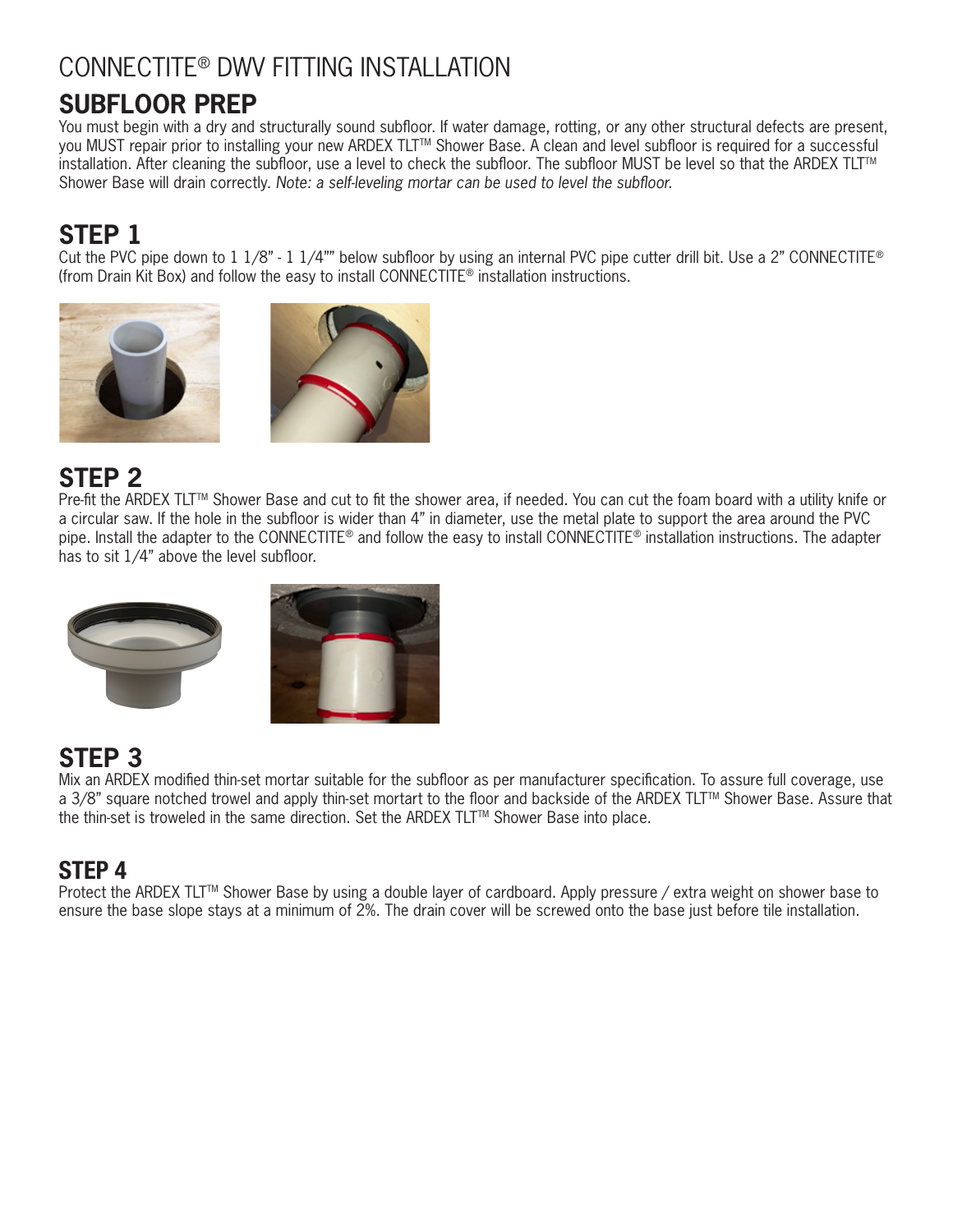# CONNECTITE® DWV FITTING INSTALLATION

## SUBFLOOR PREP

You must begin with a dry and structurally sound subfloor. If water damage, rotting, or any other structural defects are present, you MUST repair prior to installing your new ARDEX TLT™ Shower Base. A clean and level subfloor is required for a successful installation. After cleaning the subfloor, use a level to check the subfloor. The subfloor MUST be level so that the ARDEX TLT™ Shower Base will drain correctly. *Note: a self-leveling mortar can be used to level the subfloor.*

## STEP 1

Cut the PVC pipe down to 1 1/8" - 1 1/4"" below subfloor by using an internal PVC pipe cutter drill bit. Use a 2" CONNECTITE® (from Drain Kit Box) and follow the easy to install CONNECTITE® installation instructions.

## STEP 2

Pre-fit the ARDEX TLT™ Shower Base and cut to fit the shower area, if needed. You can cut the foam board with a utility knife or a circular saw. If the hole in the subfloor is wider than 4" in diameter, use the metal plate to support the area around the PVC pipe. Install the adapter to the CONNECTITE® and follow the easy to install CONNECTITE® installation instructions. The adapter has to sit 1/4" above the level subfloor.

## STEP 3

Mix an ARDEX modified thin-set mortar suitable for the subfloor as per manufacturer specification. To assure full coverage, use a 3/8" square notched trowel and apply thin-set mortart to the floor and backside of the ARDEX TLT™ Shower Base. Assure that the thin-set is troweled in the same direction. Set the ARDEX TLT™ Shower Base into place.

## STEP 4

Protect the ARDEX TLT™ Shower Base by using a double layer of cardboard. Apply pressure / extra weight on shower base to ensure the base slope stays at a minimum of 2%. The drain cover will be screwed onto the base just before tile installation.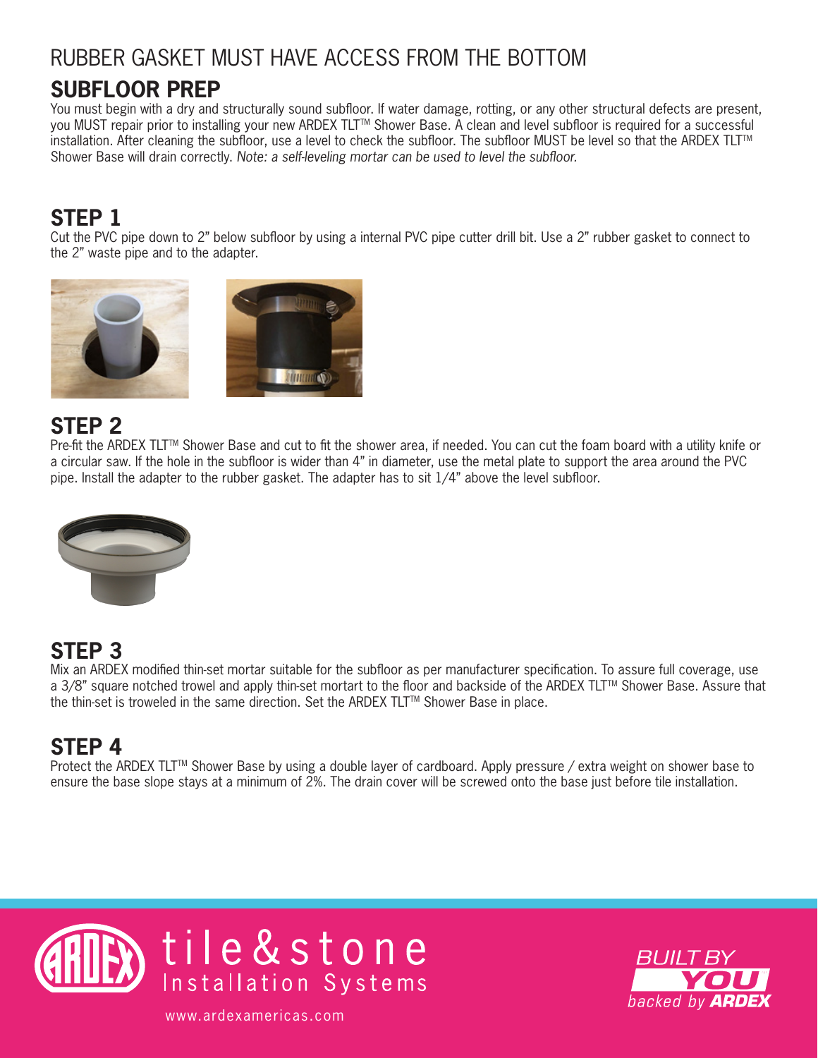RUBBER GASKET MUST HAVE ACCESS FROM THE BOTTOM

## SUBFLOOR PREP

You must begin with a dry and structurally sound subfloor. If water damage, rotting, or any other structural defects are present, you MUST repair prior to installing your new ARDEX TLT™ Shower Base. A clean and level subfloor is required for a successful installation. After cleaning the subfloor, use a level to check the subfloor. The subfloor MUST be level so that the ARDEX TLT™ Shower Base will drain correctly. *Note: a self-leveling mortar can be used to level the subfloor.*

## STEP 1

Cut the PVC pipe down to 2" below subfloor by using a internal PVC pipe cutter drill bit. Use a 2" rubber gasket to connect to the 2" waste pipe and to the adapter.

## STEP 2

Pre-fit the ARDEX TLT™ Shower Base and cut to fit the shower area, if needed. You can cut the foam board with a utility knife or a circular saw. If the hole in the subfloor is wider than 4" in diameter, use the metal plate to support the area around the PVC pipe. Install the adapter to the rubber gasket. The adapter has to sit 1/4" above the level subfloor.

## STEP 3

Mix an ARDEX modified thin-set mortar suitable for the subfloor as per manufacturer specification. To assure full coverage, use a 3/8" square notched trowel and apply thin-set mortart to the floor and backside of the ARDEX TLT™ Shower Base. Assure that the thin-set is troweled in the same direction. Set the ARDEX TLT™ Shower Base in place.

## STEP 4

Protect the ARDEX TLT™ Shower Base by using a double layer of cardboard. Apply pressure / extra weight on shower base to ensure the base slope stays at a minimum of 2%. The drain cover will be screwed onto the base just before tile installation.

ARDEX tile & stone Installation Systems

www.ardexamericas.com

BUILT BY YOU backed by ARDEX